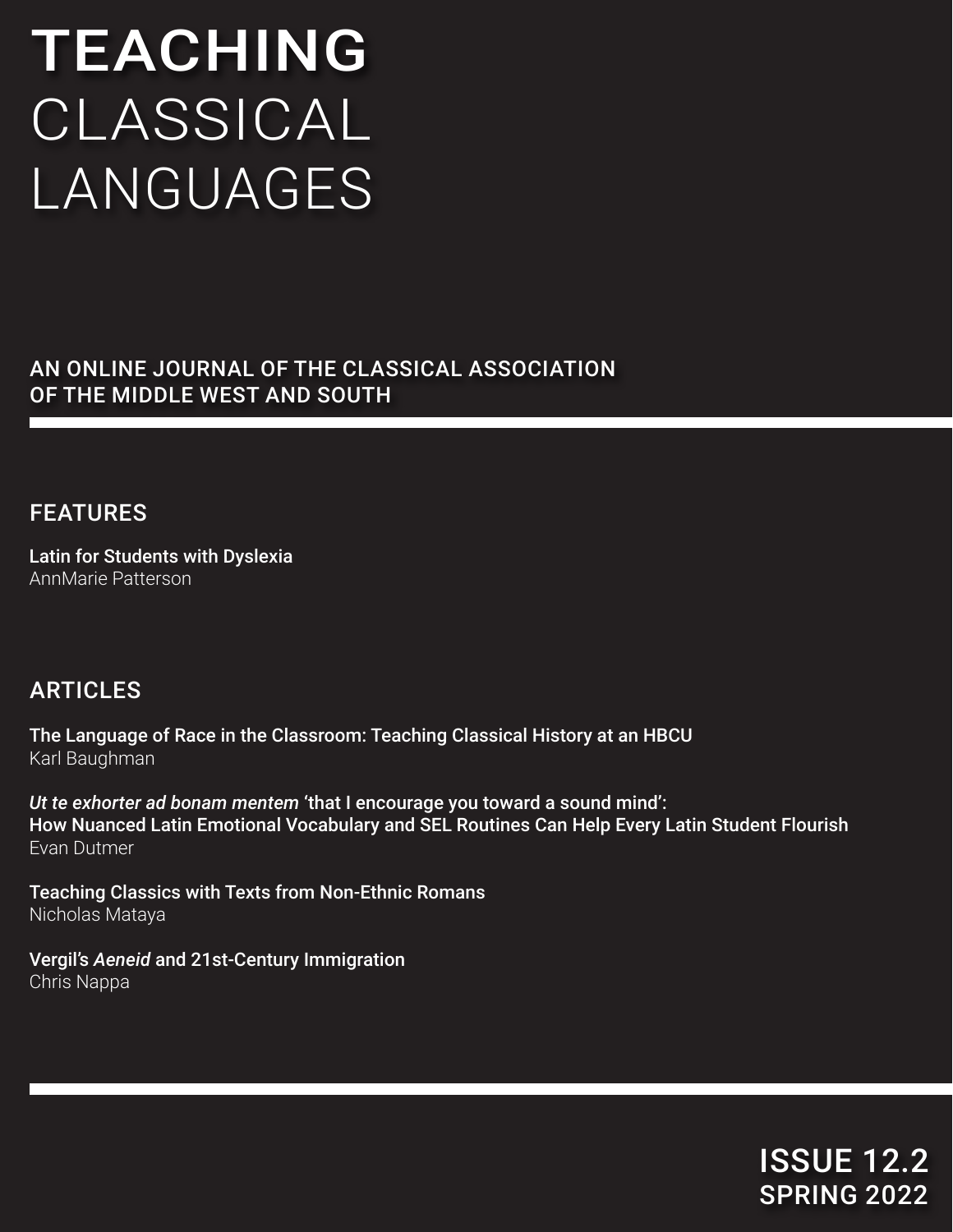# TEACHING CLASSICAL LANGUAGES

AN ONLINE JOURNAL OF THE CLASSICAL ASSOCIATION OF THE MIDDLE WEST AND SOUTH

## FEATURES

**Latin for Students with Dyslexia**
AnnMarie Patterson

## ARTICLES

**The Language of Race in the Classroom: Teaching Classical History at an HBCU**
Karl Baughman

***Ut te exhorter ad bonam mentem*** **'that I encourage you toward a sound mind': How Nuanced Latin Emotional Vocabulary and SEL Routines Can Help Every Latin Student Flourish**
Evan Dutmer

**Teaching Classics with Texts from Non-Ethnic Romans**
Nicholas Mataya

**Vergil's** ***Aeneid*** **and 21st-Century Immigration**
Chris Nappa

ISSUE 12.2
SPRING 2022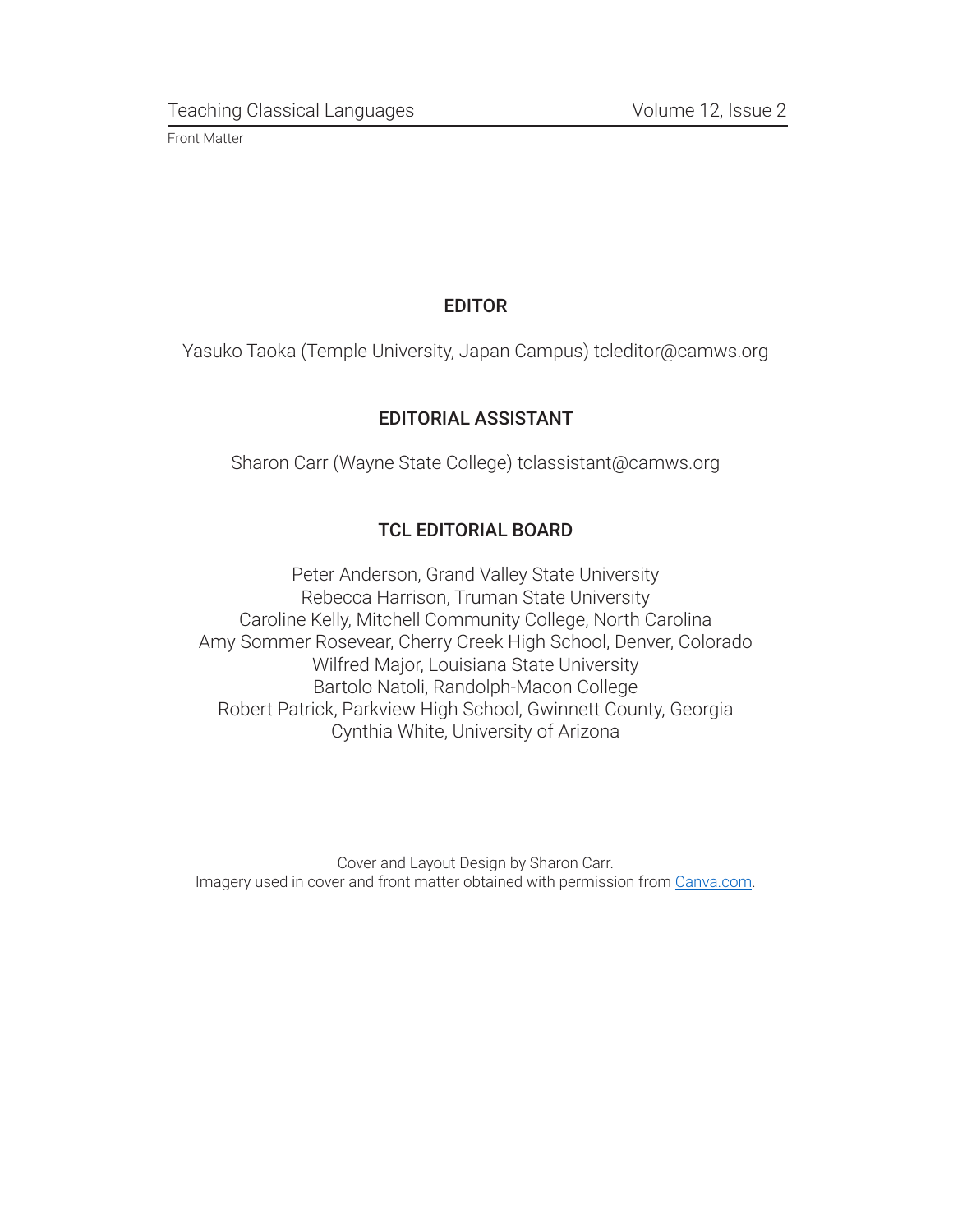## EDITOR

Yasuko Taoka (Temple University, Japan Campus) tcleditor@camws.org

## EDITORIAL ASSISTANT

Sharon Carr (Wayne State College) tclassistant@camws.org

## TCL EDITORIAL BOARD

Peter Anderson, Grand Valley State University
Rebecca Harrison, Truman State University
Caroline Kelly, Mitchell Community College, North Carolina
Amy Sommer Rosevear, Cherry Creek High School, Denver, Colorado
Wilfred Major, Louisiana State University
Bartolo Natoli, Randolph-Macon College
Robert Patrick, Parkview High School, Gwinnett County, Georgia
Cynthia White, University of Arizona

Cover and Layout Design by Sharon Carr.
Imagery used in cover and front matter obtained with permission from [Canva.com](https://www.canva.com).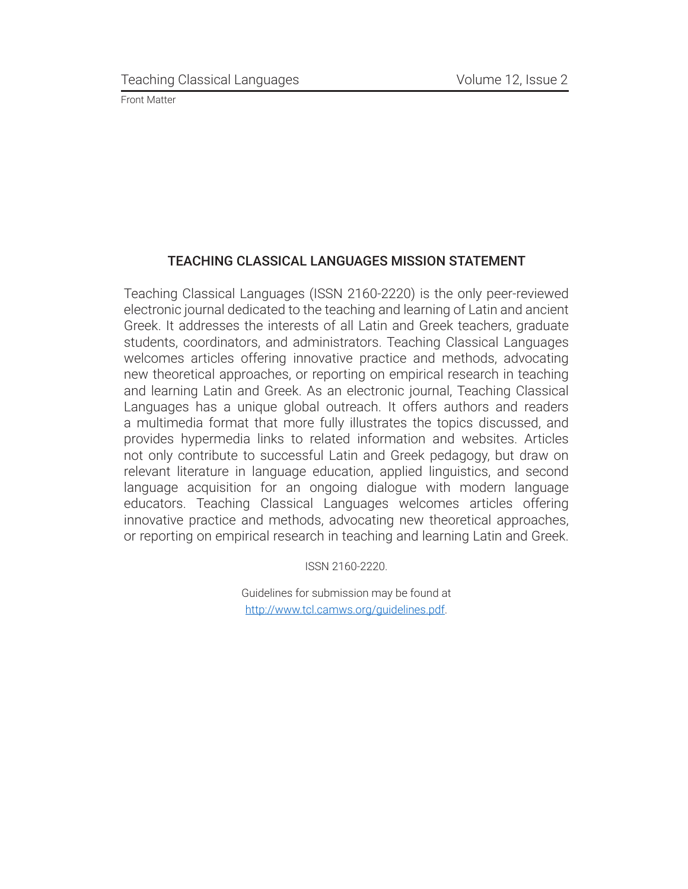## TEACHING CLASSICAL LANGUAGES MISSION STATEMENT

Teaching Classical Languages (ISSN 2160-2220) is the only peer-reviewed electronic journal dedicated to the teaching and learning of Latin and ancient Greek. It addresses the interests of all Latin and Greek teachers, graduate students, coordinators, and administrators. Teaching Classical Languages welcomes articles offering innovative practice and methods, advocating new theoretical approaches, or reporting on empirical research in teaching and learning Latin and Greek. As an electronic journal, Teaching Classical Languages has a unique global outreach. It offers authors and readers a multimedia format that more fully illustrates the topics discussed, and provides hypermedia links to related information and websites. Articles not only contribute to successful Latin and Greek pedagogy, but draw on relevant literature in language education, applied linguistics, and second language acquisition for an ongoing dialogue with modern language educators. Teaching Classical Languages welcomes articles offering innovative practice and methods, advocating new theoretical approaches, or reporting on empirical research in teaching and learning Latin and Greek.

ISSN 2160-2220.

Guidelines for submission may be found at [http://www.tcl.camws.org/guidelines.pdf](http://www.tcl.camws.org/guidelines.pdf).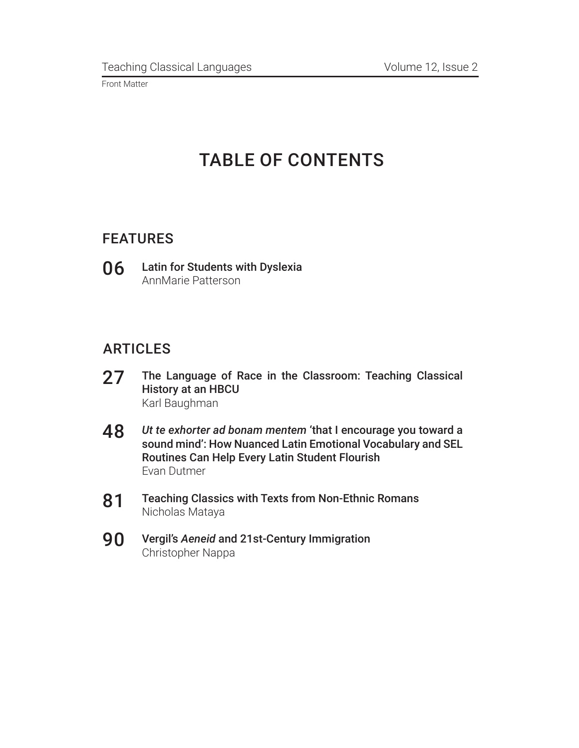# TABLE OF CONTENTS

## FEATURES

**06** **Latin for Students with Dyslexia**
AnnMarie Patterson

## ARTICLES

**27** **The Language of Race in the Classroom: Teaching Classical History at an HBCU**
Karl Baughman

**48** ***Ut te exhorter ad bonam mentem* 'that I encourage you toward a sound mind': How Nuanced Latin Emotional Vocabulary and SEL Routines Can Help Every Latin Student Flourish**
Evan Dutmer

**81** **Teaching Classics with Texts from Non-Ethnic Romans**
Nicholas Mataya

**90** **Vergil's *Aeneid* and 21st-Century Immigration**
Christopher Nappa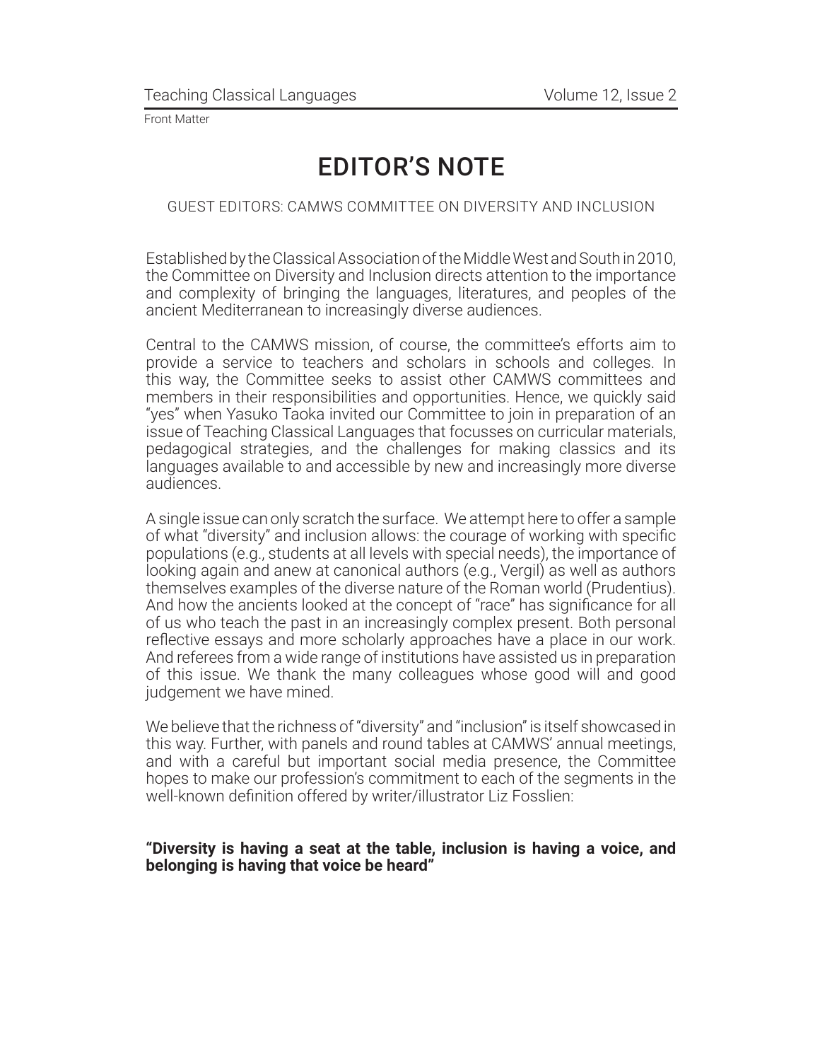Front Matter

# EDITOR'S NOTE

GUEST EDITORS: CAMWS COMMITTEE ON DIVERSITY AND INCLUSION

Established by the Classical Association of the Middle West and South in 2010, the Committee on Diversity and Inclusion directs attention to the importance and complexity of bringing the languages, literatures, and peoples of the ancient Mediterranean to increasingly diverse audiences.

Central to the CAMWS mission, of course, the committee's efforts aim to provide a service to teachers and scholars in schools and colleges. In this way, the Committee seeks to assist other CAMWS committees and members in their responsibilities and opportunities. Hence, we quickly said "yes" when Yasuko Taoka invited our Committee to join in preparation of an issue of Teaching Classical Languages that focusses on curricular materials, pedagogical strategies, and the challenges for making classics and its languages available to and accessible by new and increasingly more diverse audiences.

A single issue can only scratch the surface. We attempt here to offer a sample of what "diversity" and inclusion allows: the courage of working with specific populations (e.g., students at all levels with special needs), the importance of looking again and anew at canonical authors (e.g., Vergil) as well as authors themselves examples of the diverse nature of the Roman world (Prudentius). And how the ancients looked at the concept of "race" has significance for all of us who teach the past in an increasingly complex present. Both personal reflective essays and more scholarly approaches have a place in our work. And referees from a wide range of institutions have assisted us in preparation of this issue. We thank the many colleagues whose good will and good judgement we have mined.

We believe that the richness of "diversity" and "inclusion" is itself showcased in this way. Further, with panels and round tables at CAMWS' annual meetings, and with a careful but important social media presence, the Committee hopes to make our profession's commitment to each of the segments in the well-known definition offered by writer/illustrator Liz Fosslien:

**"Diversity is having a seat at the table, inclusion is having a voice, and belonging is having that voice be heard"**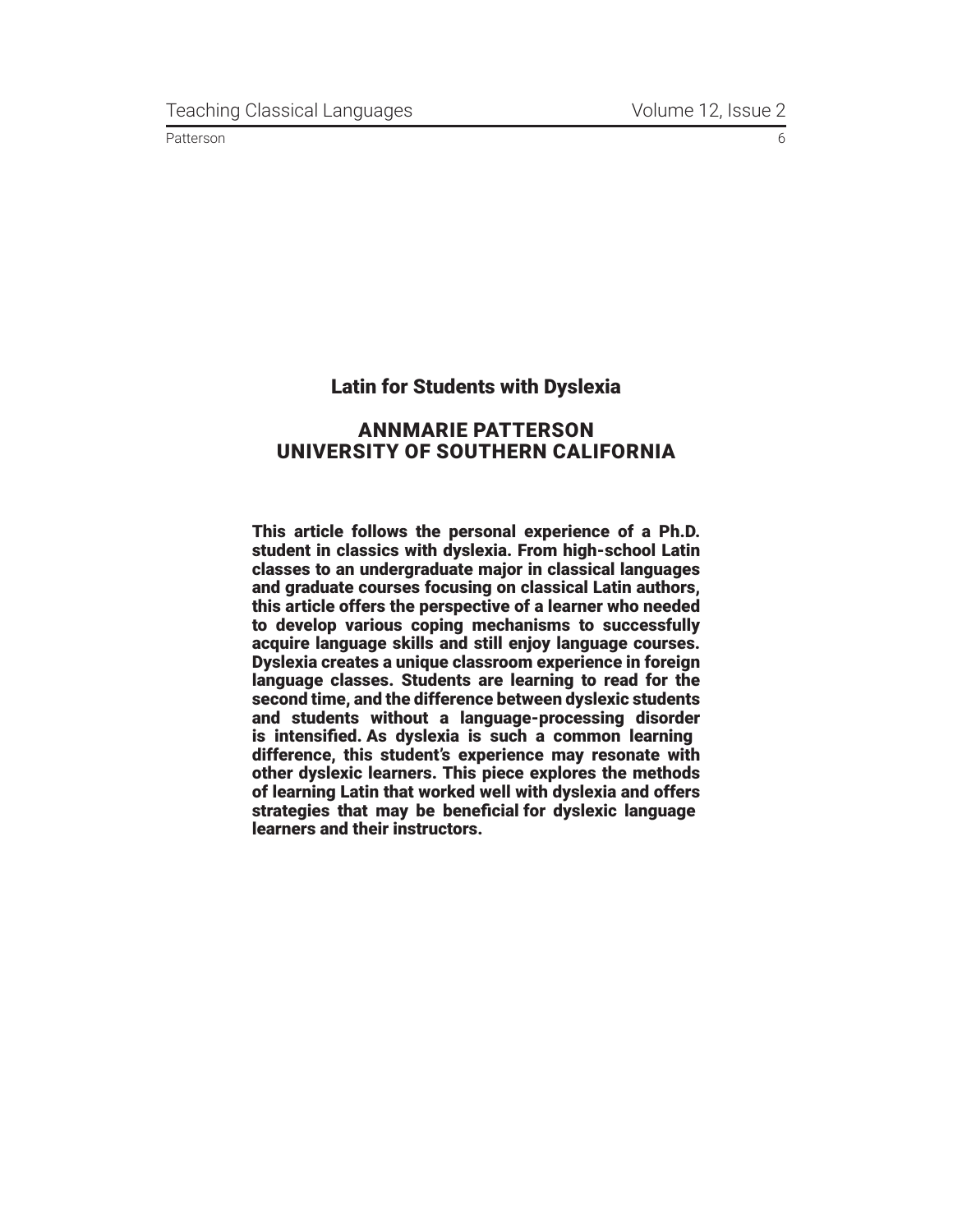# Latin for Students with Dyslexia

## ANNMARIE PATTERSON
## UNIVERSITY OF SOUTHERN CALIFORNIA

**This article follows the personal experience of a Ph.D. student in classics with dyslexia. From high-school Latin classes to an undergraduate major in classical languages and graduate courses focusing on classical Latin authors, this article offers the perspective of a learner who needed to develop various coping mechanisms to successfully acquire language skills and still enjoy language courses. Dyslexia creates a unique classroom experience in foreign language classes. Students are learning to read for the second time, and the difference between dyslexic students and students without a language-processing disorder is intensified. As dyslexia is such a common learning difference, this student's experience may resonate with other dyslexic learners. This piece explores the methods of learning Latin that worked well with dyslexia and offers strategies that may be beneficial for dyslexic language learners and their instructors.**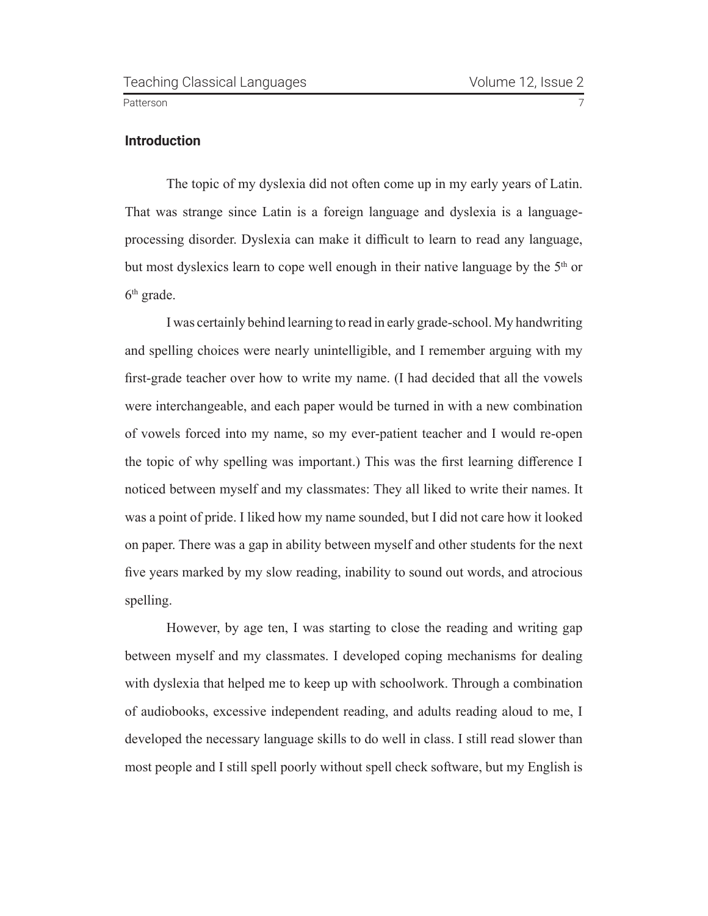## Introduction

The topic of my dyslexia did not often come up in my early years of Latin. That was strange since Latin is a foreign language and dyslexia is a language-processing disorder. Dyslexia can make it difficult to learn to read any language, but most dyslexics learn to cope well enough in their native language by the 5th or 6th grade.

I was certainly behind learning to read in early grade-school. My handwriting and spelling choices were nearly unintelligible, and I remember arguing with my first-grade teacher over how to write my name. (I had decided that all the vowels were interchangeable, and each paper would be turned in with a new combination of vowels forced into my name, so my ever-patient teacher and I would re-open the topic of why spelling was important.) This was the first learning difference I noticed between myself and my classmates: They all liked to write their names. It was a point of pride. I liked how my name sounded, but I did not care how it looked on paper. There was a gap in ability between myself and other students for the next five years marked by my slow reading, inability to sound out words, and atrocious spelling.

However, by age ten, I was starting to close the reading and writing gap between myself and my classmates. I developed coping mechanisms for dealing with dyslexia that helped me to keep up with schoolwork. Through a combination of audiobooks, excessive independent reading, and adults reading aloud to me, I developed the necessary language skills to do well in class. I still read slower than most people and I still spell poorly without spell check software, but my English is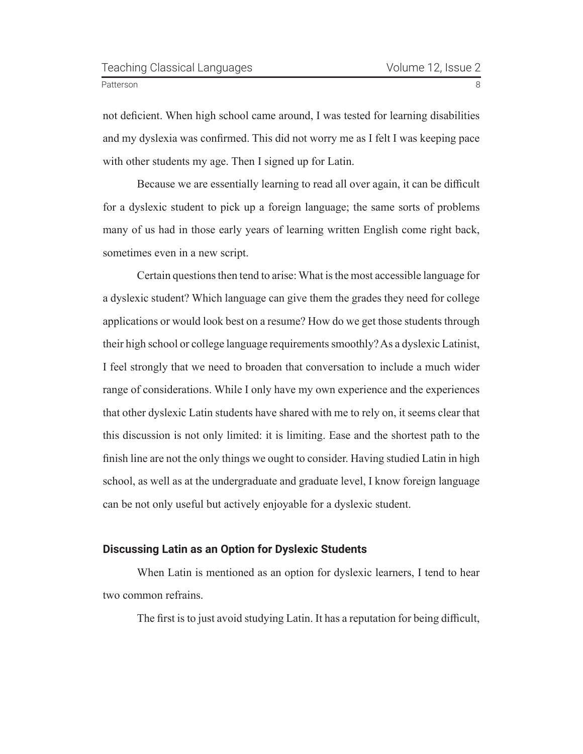not deficient. When high school came around, I was tested for learning disabilities and my dyslexia was confirmed. This did not worry me as I felt I was keeping pace with other students my age. Then I signed up for Latin.

Because we are essentially learning to read all over again, it can be difficult for a dyslexic student to pick up a foreign language; the same sorts of problems many of us had in those early years of learning written English come right back, sometimes even in a new script.

Certain questions then tend to arise: What is the most accessible language for a dyslexic student? Which language can give them the grades they need for college applications or would look best on a resume? How do we get those students through their high school or college language requirements smoothly? As a dyslexic Latinist, I feel strongly that we need to broaden that conversation to include a much wider range of considerations. While I only have my own experience and the experiences that other dyslexic Latin students have shared with me to rely on, it seems clear that this discussion is not only limited: it is limiting. Ease and the shortest path to the finish line are not the only things we ought to consider. Having studied Latin in high school, as well as at the undergraduate and graduate level, I know foreign language can be not only useful but actively enjoyable for a dyslexic student.

## Discussing Latin as an Option for Dyslexic Students

When Latin is mentioned as an option for dyslexic learners, I tend to hear two common refrains.

The first is to just avoid studying Latin. It has a reputation for being difficult,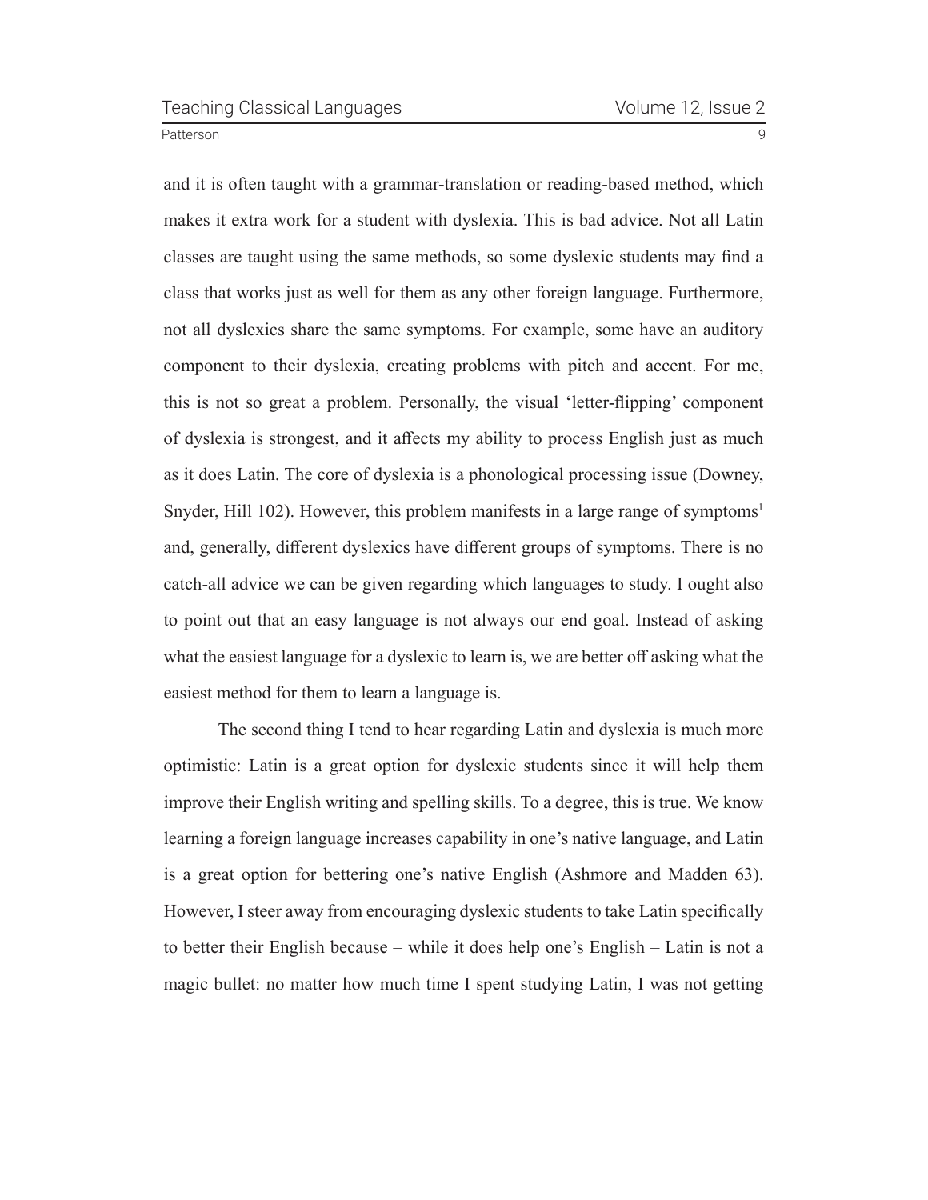and it is often taught with a grammar-translation or reading-based method, which makes it extra work for a student with dyslexia. This is bad advice. Not all Latin classes are taught using the same methods, so some dyslexic students may find a class that works just as well for them as any other foreign language. Furthermore, not all dyslexics share the same symptoms. For example, some have an auditory component to their dyslexia, creating problems with pitch and accent. For me, this is not so great a problem. Personally, the visual 'letter-flipping' component of dyslexia is strongest, and it affects my ability to process English just as much as it does Latin. The core of dyslexia is a phonological processing issue (Downey, Snyder, Hill 102). However, this problem manifests in a large range of symptoms[1] and, generally, different dyslexics have different groups of symptoms. There is no catch-all advice we can be given regarding which languages to study. I ought also to point out that an easy language is not always our end goal. Instead of asking what the easiest language for a dyslexic to learn is, we are better off asking what the easiest method for them to learn a language is.

The second thing I tend to hear regarding Latin and dyslexia is much more optimistic: Latin is a great option for dyslexic students since it will help them improve their English writing and spelling skills. To a degree, this is true. We know learning a foreign language increases capability in one's native language, and Latin is a great option for bettering one's native English (Ashmore and Madden 63). However, I steer away from encouraging dyslexic students to take Latin specifically to better their English because – while it does help one's English – Latin is not a magic bullet: no matter how much time I spent studying Latin, I was not getting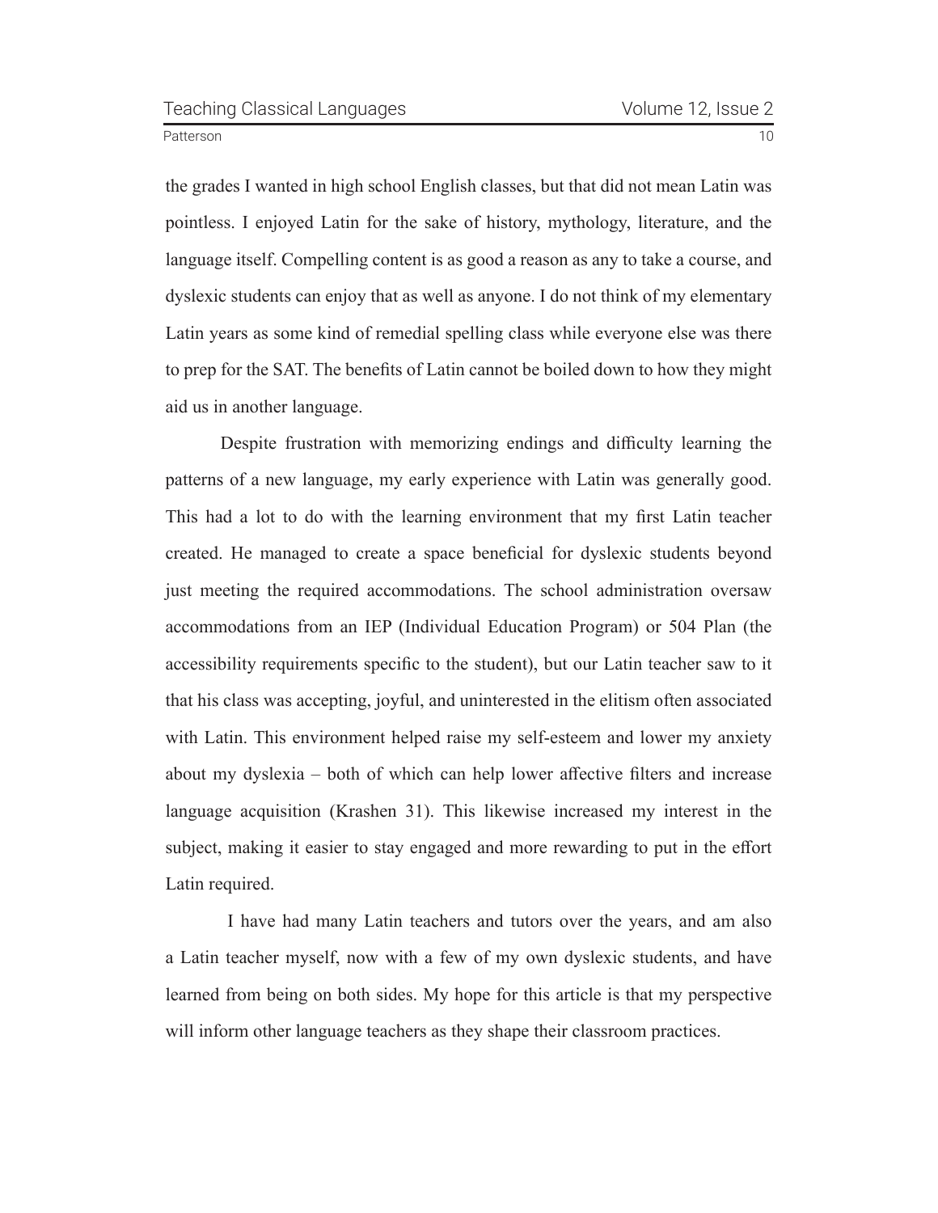the grades I wanted in high school English classes, but that did not mean Latin was pointless. I enjoyed Latin for the sake of history, mythology, literature, and the language itself. Compelling content is as good a reason as any to take a course, and dyslexic students can enjoy that as well as anyone. I do not think of my elementary Latin years as some kind of remedial spelling class while everyone else was there to prep for the SAT. The benefits of Latin cannot be boiled down to how they might aid us in another language.

Despite frustration with memorizing endings and difficulty learning the patterns of a new language, my early experience with Latin was generally good. This had a lot to do with the learning environment that my first Latin teacher created. He managed to create a space beneficial for dyslexic students beyond just meeting the required accommodations. The school administration oversaw accommodations from an IEP (Individual Education Program) or 504 Plan (the accessibility requirements specific to the student), but our Latin teacher saw to it that his class was accepting, joyful, and uninterested in the elitism often associated with Latin. This environment helped raise my self-esteem and lower my anxiety about my dyslexia – both of which can help lower affective filters and increase language acquisition (Krashen 31). This likewise increased my interest in the subject, making it easier to stay engaged and more rewarding to put in the effort Latin required.

I have had many Latin teachers and tutors over the years, and am also a Latin teacher myself, now with a few of my own dyslexic students, and have learned from being on both sides. My hope for this article is that my perspective will inform other language teachers as they shape their classroom practices.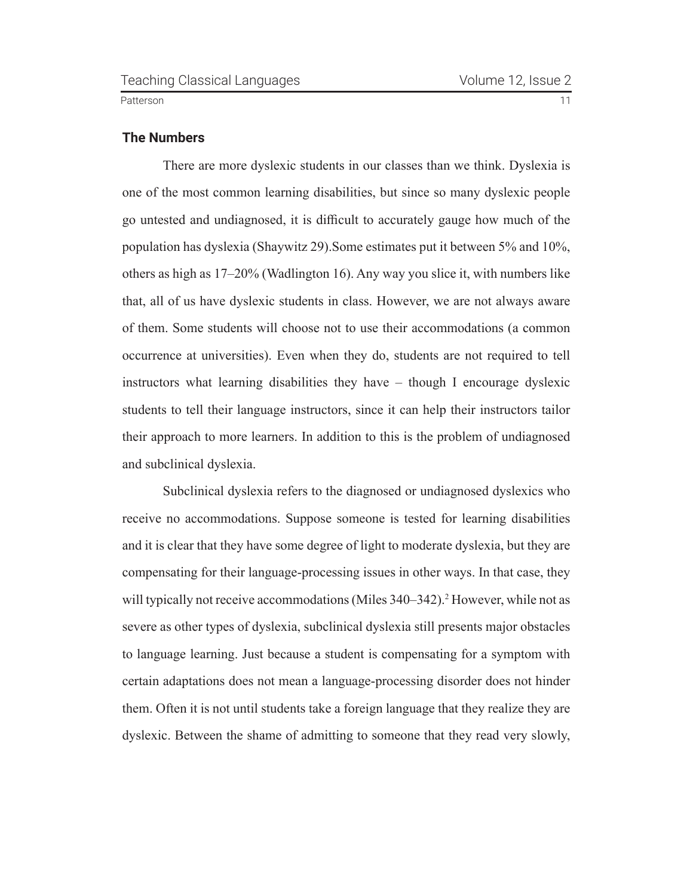## The Numbers

There are more dyslexic students in our classes than we think. Dyslexia is one of the most common learning disabilities, but since so many dyslexic people go untested and undiagnosed, it is difficult to accurately gauge how much of the population has dyslexia (Shaywitz 29).Some estimates put it between 5% and 10%, others as high as 17–20% (Wadlington 16). Any way you slice it, with numbers like that, all of us have dyslexic students in class. However, we are not always aware of them. Some students will choose not to use their accommodations (a common occurrence at universities). Even when they do, students are not required to tell instructors what learning disabilities they have – though I encourage dyslexic students to tell their language instructors, since it can help their instructors tailor their approach to more learners. In addition to this is the problem of undiagnosed and subclinical dyslexia.

Subclinical dyslexia refers to the diagnosed or undiagnosed dyslexics who receive no accommodations. Suppose someone is tested for learning disabilities and it is clear that they have some degree of light to moderate dyslexia, but they are compensating for their language-processing issues in other ways. In that case, they will typically not receive accommodations (Miles 340–342).[2] However, while not as severe as other types of dyslexia, subclinical dyslexia still presents major obstacles to language learning. Just because a student is compensating for a symptom with certain adaptations does not mean a language-processing disorder does not hinder them. Often it is not until students take a foreign language that they realize they are dyslexic. Between the shame of admitting to someone that they read very slowly,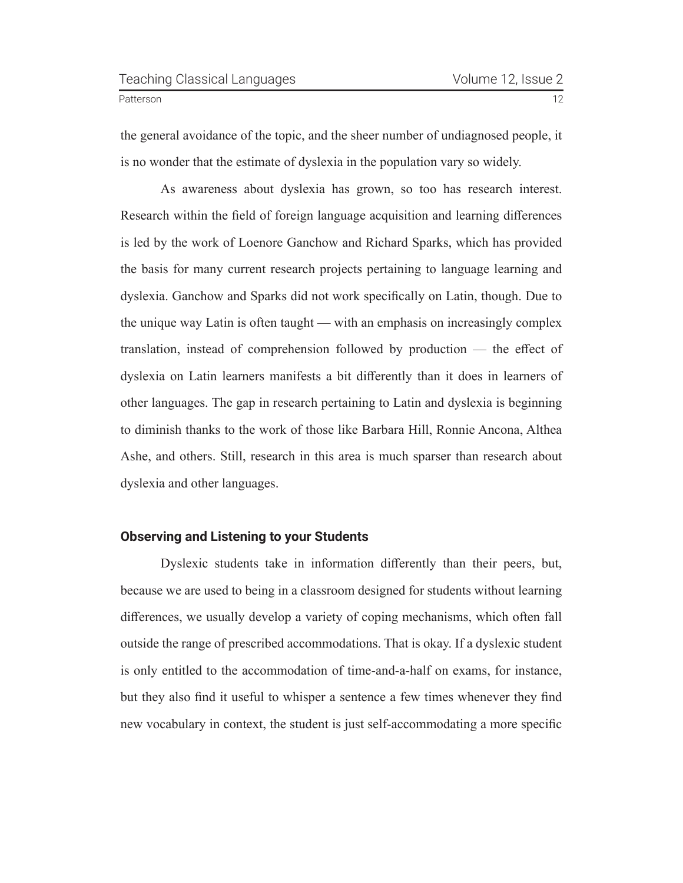the general avoidance of the topic, and the sheer number of undiagnosed people, it is no wonder that the estimate of dyslexia in the population vary so widely.

As awareness about dyslexia has grown, so too has research interest. Research within the field of foreign language acquisition and learning differences is led by the work of Loenore Ganchow and Richard Sparks, which has provided the basis for many current research projects pertaining to language learning and dyslexia. Ganchow and Sparks did not work specifically on Latin, though. Due to the unique way Latin is often taught — with an emphasis on increasingly complex translation, instead of comprehension followed by production — the effect of dyslexia on Latin learners manifests a bit differently than it does in learners of other languages. The gap in research pertaining to Latin and dyslexia is beginning to diminish thanks to the work of those like Barbara Hill, Ronnie Ancona, Althea Ashe, and others. Still, research in this area is much sparser than research about dyslexia and other languages.

## Observing and Listening to your Students

Dyslexic students take in information differently than their peers, but, because we are used to being in a classroom designed for students without learning differences, we usually develop a variety of coping mechanisms, which often fall outside the range of prescribed accommodations. That is okay. If a dyslexic student is only entitled to the accommodation of time-and-a-half on exams, for instance, but they also find it useful to whisper a sentence a few times whenever they find new vocabulary in context, the student is just self-accommodating a more specific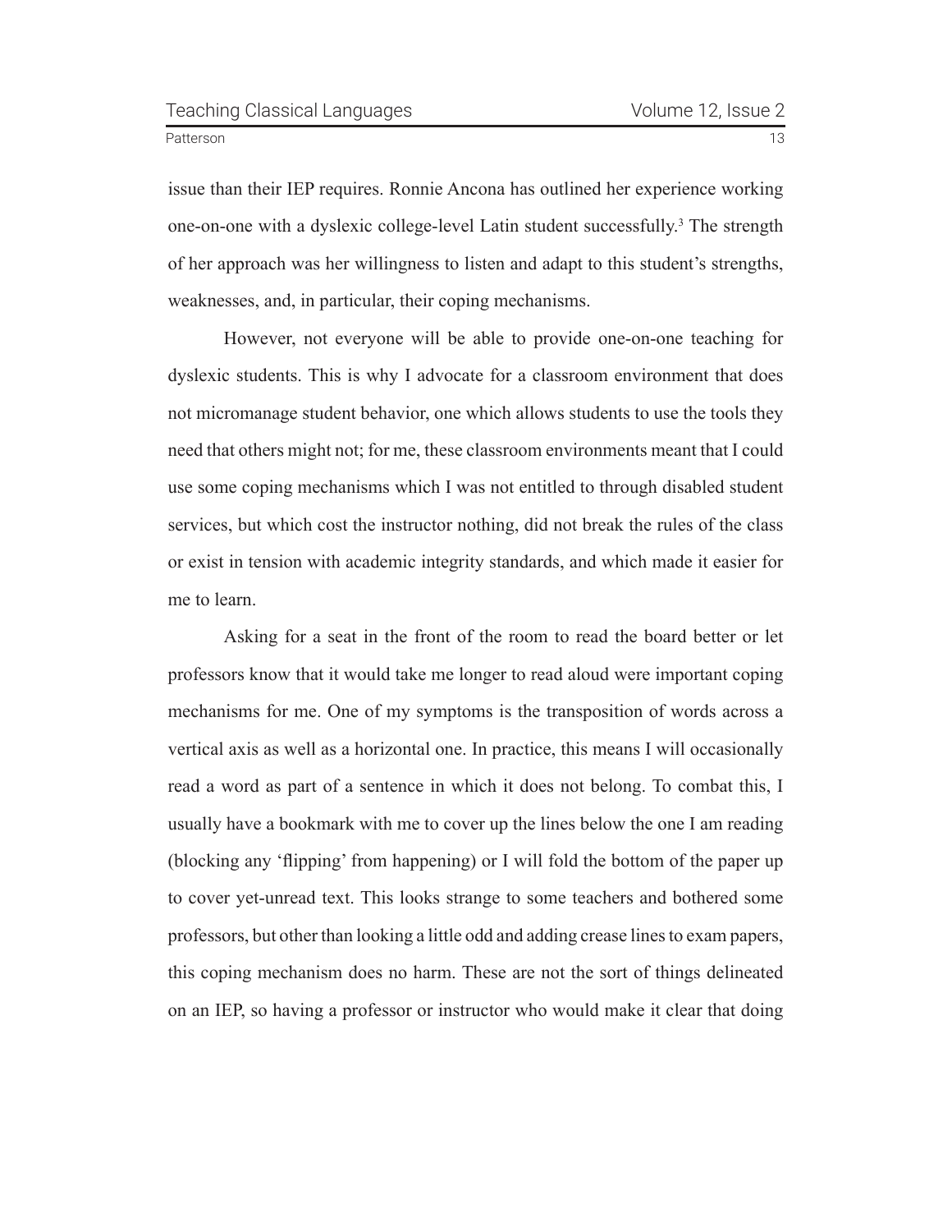issue than their IEP requires. Ronnie Ancona has outlined her experience working one-on-one with a dyslexic college-level Latin student successfully.[3] The strength of her approach was her willingness to listen and adapt to this student's strengths, weaknesses, and, in particular, their coping mechanisms.

However, not everyone will be able to provide one-on-one teaching for dyslexic students. This is why I advocate for a classroom environment that does not micromanage student behavior, one which allows students to use the tools they need that others might not; for me, these classroom environments meant that I could use some coping mechanisms which I was not entitled to through disabled student services, but which cost the instructor nothing, did not break the rules of the class or exist in tension with academic integrity standards, and which made it easier for me to learn.

Asking for a seat in the front of the room to read the board better or let professors know that it would take me longer to read aloud were important coping mechanisms for me. One of my symptoms is the transposition of words across a vertical axis as well as a horizontal one. In practice, this means I will occasionally read a word as part of a sentence in which it does not belong. To combat this, I usually have a bookmark with me to cover up the lines below the one I am reading (blocking any 'flipping' from happening) or I will fold the bottom of the paper up to cover yet-unread text. This looks strange to some teachers and bothered some professors, but other than looking a little odd and adding crease lines to exam papers, this coping mechanism does no harm. These are not the sort of things delineated on an IEP, so having a professor or instructor who would make it clear that doing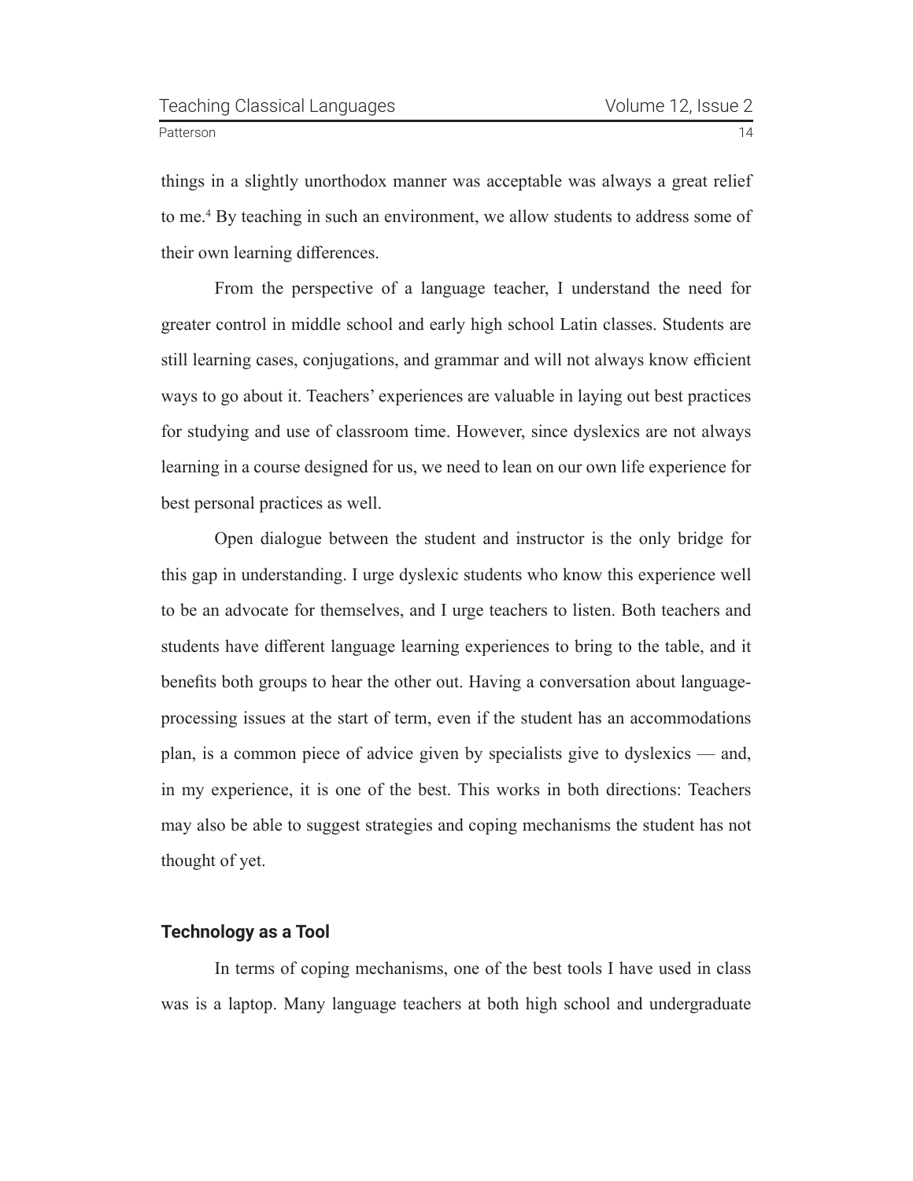things in a slightly unorthodox manner was acceptable was always a great relief to me.[4] By teaching in such an environment, we allow students to address some of their own learning differences.

From the perspective of a language teacher, I understand the need for greater control in middle school and early high school Latin classes. Students are still learning cases, conjugations, and grammar and will not always know efficient ways to go about it. Teachers' experiences are valuable in laying out best practices for studying and use of classroom time. However, since dyslexics are not always learning in a course designed for us, we need to lean on our own life experience for best personal practices as well.

Open dialogue between the student and instructor is the only bridge for this gap in understanding. I urge dyslexic students who know this experience well to be an advocate for themselves, and I urge teachers to listen. Both teachers and students have different language learning experiences to bring to the table, and it benefits both groups to hear the other out. Having a conversation about language-processing issues at the start of term, even if the student has an accommodations plan, is a common piece of advice given by specialists give to dyslexics — and, in my experience, it is one of the best. This works in both directions: Teachers may also be able to suggest strategies and coping mechanisms the student has not thought of yet.

### Technology as a Tool

In terms of coping mechanisms, one of the best tools I have used in class was is a laptop. Many language teachers at both high school and undergraduate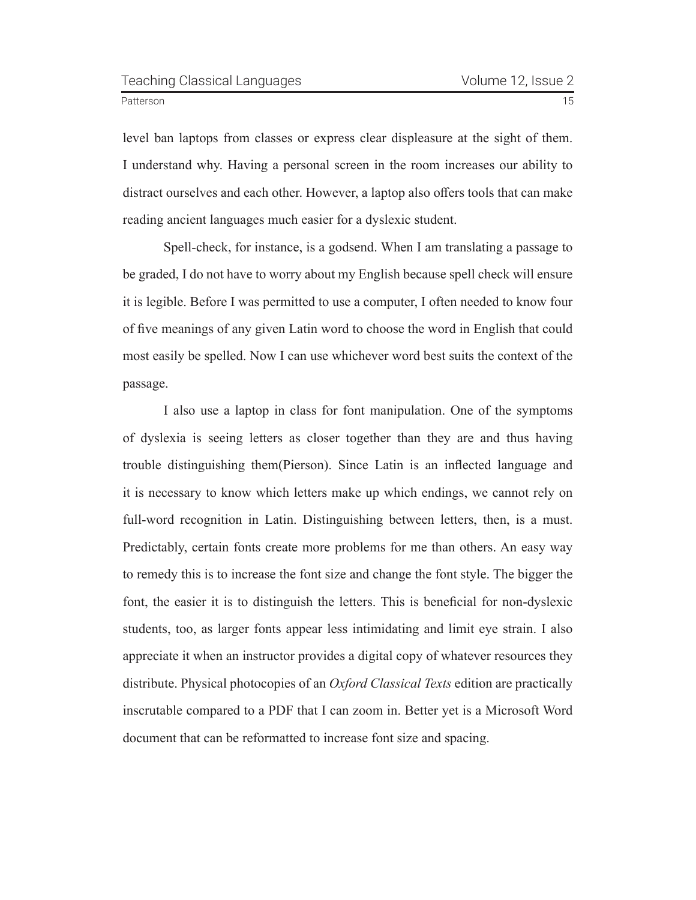level ban laptops from classes or express clear displeasure at the sight of them. I understand why. Having a personal screen in the room increases our ability to distract ourselves and each other. However, a laptop also offers tools that can make reading ancient languages much easier for a dyslexic student.

Spell-check, for instance, is a godsend. When I am translating a passage to be graded, I do not have to worry about my English because spell check will ensure it is legible. Before I was permitted to use a computer, I often needed to know four of five meanings of any given Latin word to choose the word in English that could most easily be spelled. Now I can use whichever word best suits the context of the passage.

I also use a laptop in class for font manipulation. One of the symptoms of dyslexia is seeing letters as closer together than they are and thus having trouble distinguishing them(Pierson). Since Latin is an inflected language and it is necessary to know which letters make up which endings, we cannot rely on full-word recognition in Latin. Distinguishing between letters, then, is a must. Predictably, certain fonts create more problems for me than others. An easy way to remedy this is to increase the font size and change the font style. The bigger the font, the easier it is to distinguish the letters. This is beneficial for non-dyslexic students, too, as larger fonts appear less intimidating and limit eye strain. I also appreciate it when an instructor provides a digital copy of whatever resources they distribute. Physical photocopies of an *Oxford Classical Texts* edition are practically inscrutable compared to a PDF that I can zoom in. Better yet is a Microsoft Word document that can be reformatted to increase font size and spacing.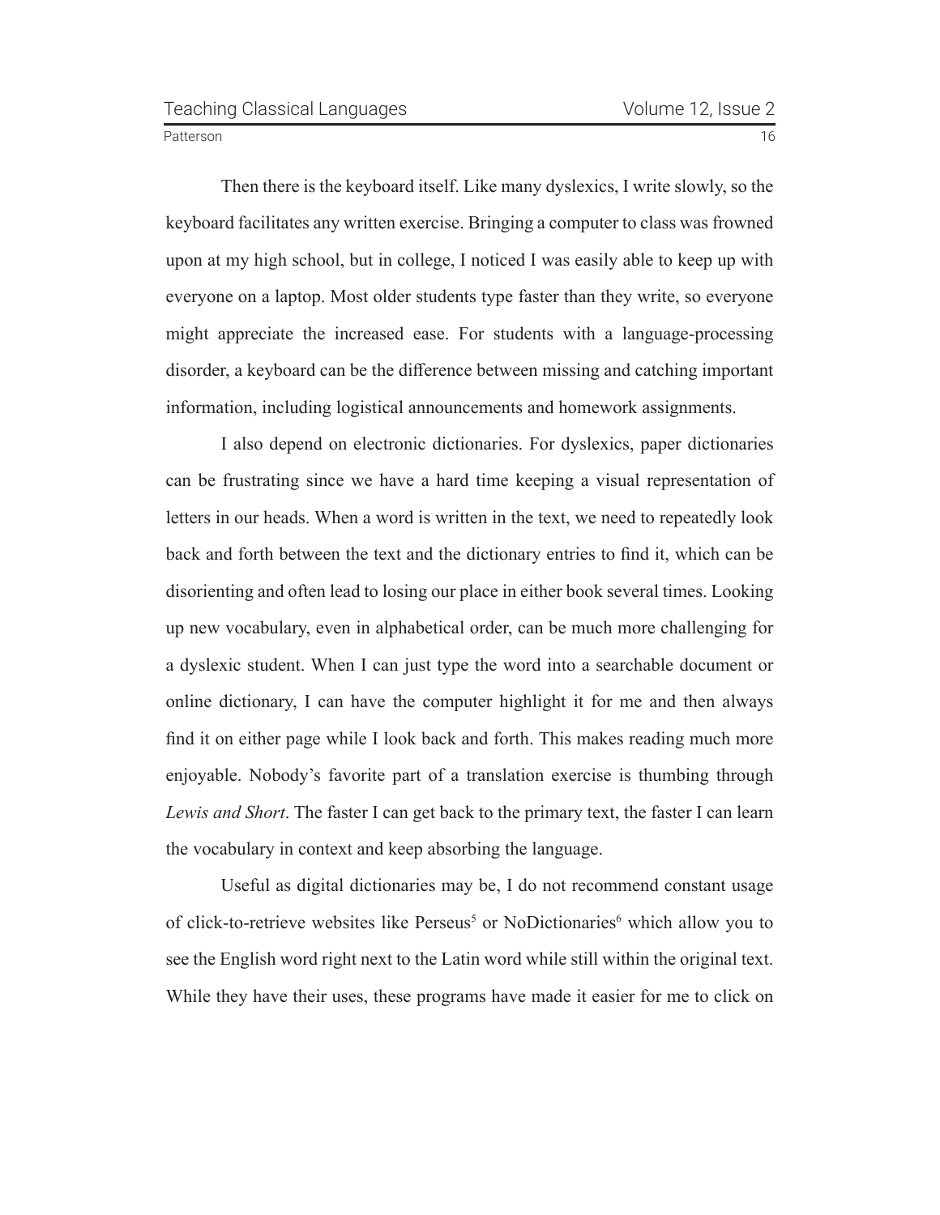Then there is the keyboard itself. Like many dyslexics, I write slowly, so the keyboard facilitates any written exercise. Bringing a computer to class was frowned upon at my high school, but in college, I noticed I was easily able to keep up with everyone on a laptop. Most older students type faster than they write, so everyone might appreciate the increased ease. For students with a language-processing disorder, a keyboard can be the difference between missing and catching important information, including logistical announcements and homework assignments.

I also depend on electronic dictionaries. For dyslexics, paper dictionaries can be frustrating since we have a hard time keeping a visual representation of letters in our heads. When a word is written in the text, we need to repeatedly look back and forth between the text and the dictionary entries to find it, which can be disorienting and often lead to losing our place in either book several times. Looking up new vocabulary, even in alphabetical order, can be much more challenging for a dyslexic student. When I can just type the word into a searchable document or online dictionary, I can have the computer highlight it for me and then always find it on either page while I look back and forth. This makes reading much more enjoyable. Nobody's favorite part of a translation exercise is thumbing through *Lewis and Short*. The faster I can get back to the primary text, the faster I can learn the vocabulary in context and keep absorbing the language.

Useful as digital dictionaries may be, I do not recommend constant usage of click-to-retrieve websites like Perseus[5] or NoDictionaries[6] which allow you to see the English word right next to the Latin word while still within the original text. While they have their uses, these programs have made it easier for me to click on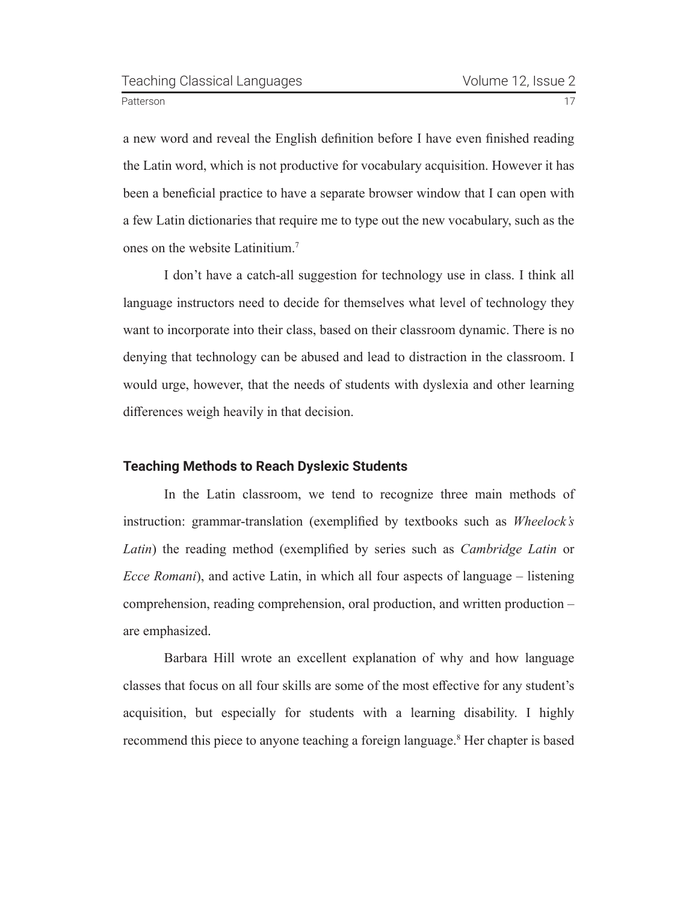a new word and reveal the English definition before I have even finished reading the Latin word, which is not productive for vocabulary acquisition. However it has been a beneficial practice to have a separate browser window that I can open with a few Latin dictionaries that require me to type out the new vocabulary, such as the ones on the website Latinitium.[7]

I don't have a catch-all suggestion for technology use in class. I think all language instructors need to decide for themselves what level of technology they want to incorporate into their class, based on their classroom dynamic. There is no denying that technology can be abused and lead to distraction in the classroom. I would urge, however, that the needs of students with dyslexia and other learning differences weigh heavily in that decision.

## Teaching Methods to Reach Dyslexic Students

In the Latin classroom, we tend to recognize three main methods of instruction: grammar-translation (exemplified by textbooks such as *Wheelock's Latin*) the reading method (exemplified by series such as *Cambridge Latin* or *Ecce Romani*), and active Latin, in which all four aspects of language – listening comprehension, reading comprehension, oral production, and written production – are emphasized.

Barbara Hill wrote an excellent explanation of why and how language classes that focus on all four skills are some of the most effective for any student's acquisition, but especially for students with a learning disability. I highly recommend this piece to anyone teaching a foreign language.[8] Her chapter is based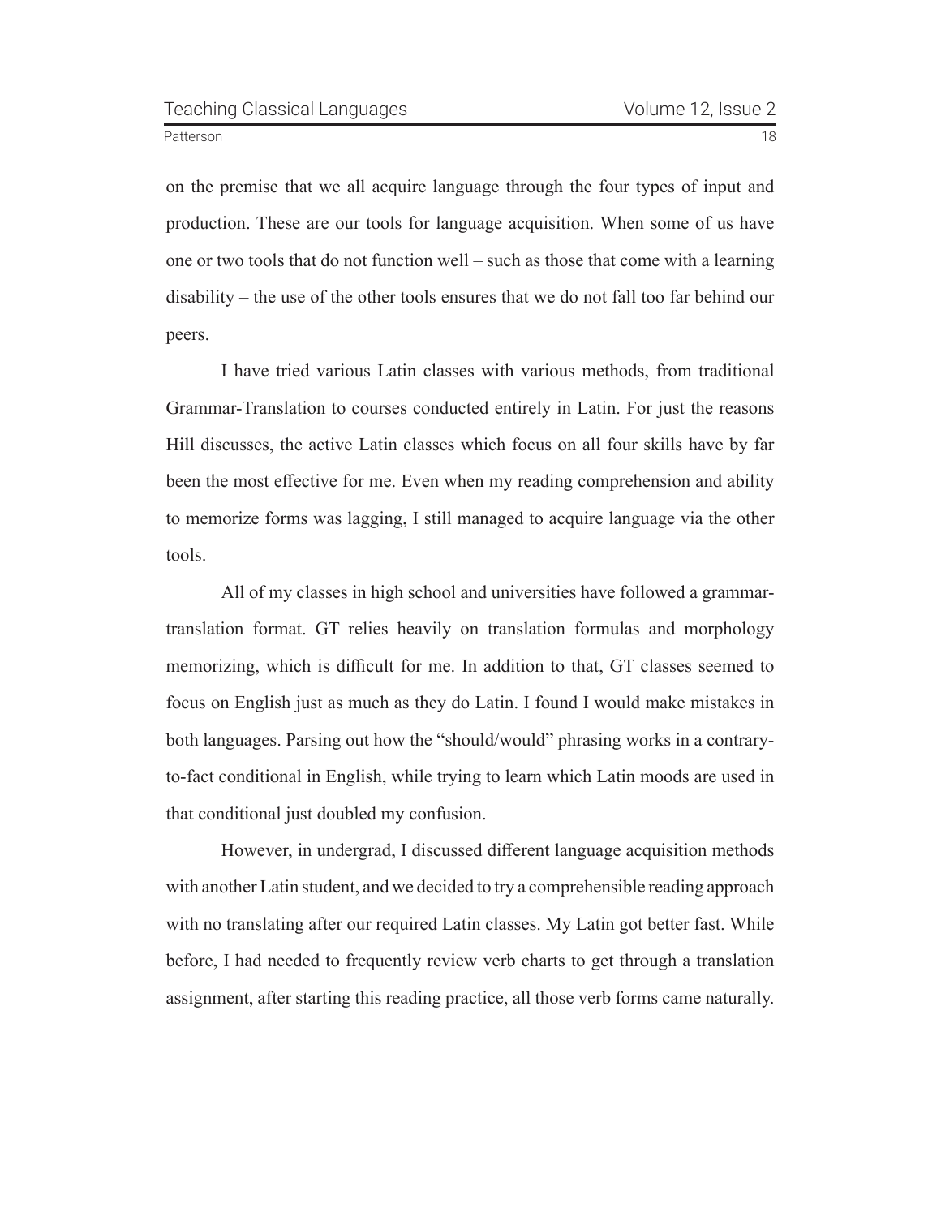on the premise that we all acquire language through the four types of input and production. These are our tools for language acquisition. When some of us have one or two tools that do not function well – such as those that come with a learning disability – the use of the other tools ensures that we do not fall too far behind our peers.

I have tried various Latin classes with various methods, from traditional Grammar-Translation to courses conducted entirely in Latin. For just the reasons Hill discusses, the active Latin classes which focus on all four skills have by far been the most effective for me. Even when my reading comprehension and ability to memorize forms was lagging, I still managed to acquire language via the other tools.

All of my classes in high school and universities have followed a grammar-translation format. GT relies heavily on translation formulas and morphology memorizing, which is difficult for me. In addition to that, GT classes seemed to focus on English just as much as they do Latin. I found I would make mistakes in both languages. Parsing out how the "should/would" phrasing works in a contrary-to-fact conditional in English, while trying to learn which Latin moods are used in that conditional just doubled my confusion.

However, in undergrad, I discussed different language acquisition methods with another Latin student, and we decided to try a comprehensible reading approach with no translating after our required Latin classes. My Latin got better fast. While before, I had needed to frequently review verb charts to get through a translation assignment, after starting this reading practice, all those verb forms came naturally.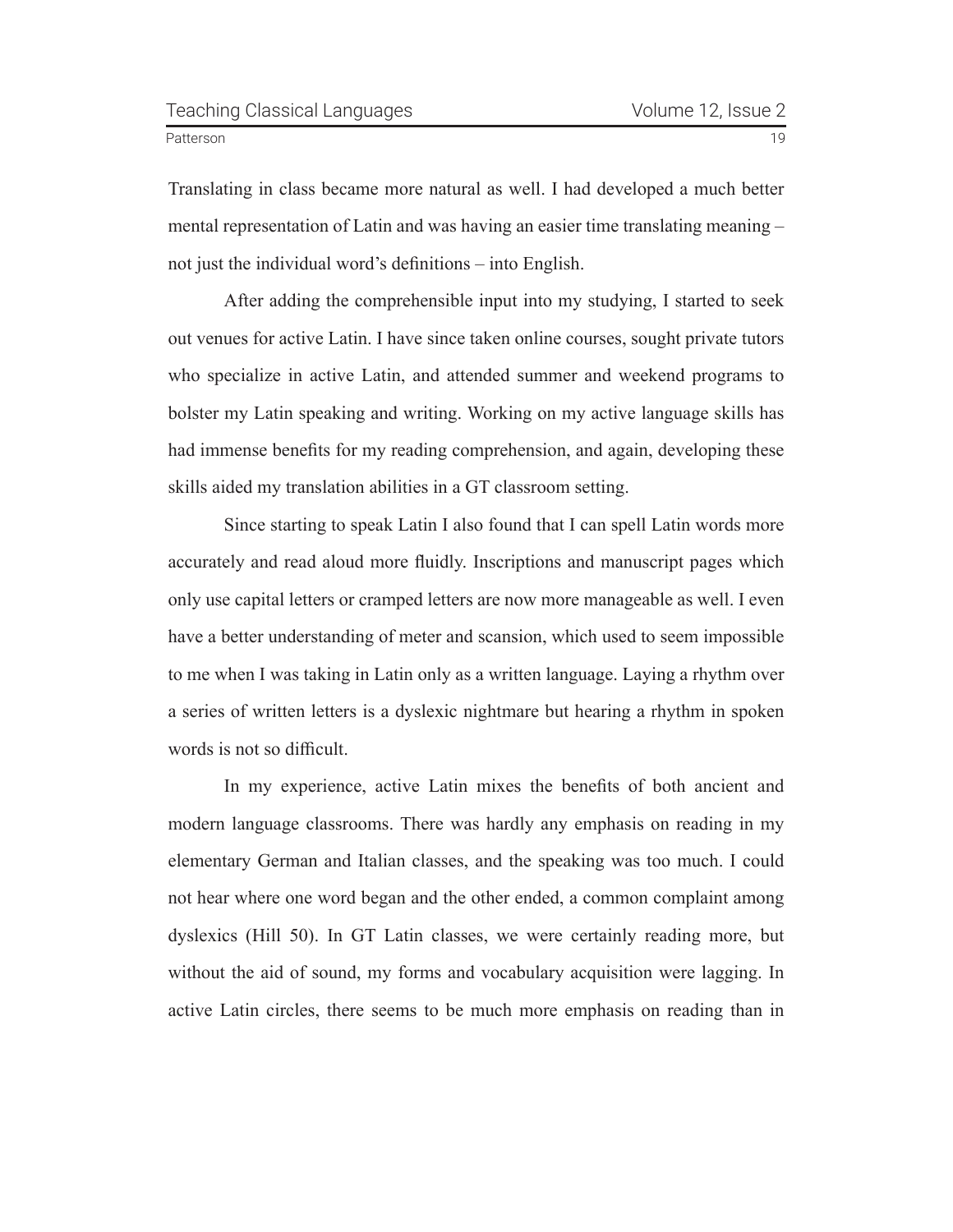Translating in class became more natural as well. I had developed a much better mental representation of Latin and was having an easier time translating meaning – not just the individual word's definitions – into English.

After adding the comprehensible input into my studying, I started to seek out venues for active Latin. I have since taken online courses, sought private tutors who specialize in active Latin, and attended summer and weekend programs to bolster my Latin speaking and writing. Working on my active language skills has had immense benefits for my reading comprehension, and again, developing these skills aided my translation abilities in a GT classroom setting.

Since starting to speak Latin I also found that I can spell Latin words more accurately and read aloud more fluidly. Inscriptions and manuscript pages which only use capital letters or cramped letters are now more manageable as well. I even have a better understanding of meter and scansion, which used to seem impossible to me when I was taking in Latin only as a written language. Laying a rhythm over a series of written letters is a dyslexic nightmare but hearing a rhythm in spoken words is not so difficult.

In my experience, active Latin mixes the benefits of both ancient and modern language classrooms. There was hardly any emphasis on reading in my elementary German and Italian classes, and the speaking was too much. I could not hear where one word began and the other ended, a common complaint among dyslexics (Hill 50). In GT Latin classes, we were certainly reading more, but without the aid of sound, my forms and vocabulary acquisition were lagging. In active Latin circles, there seems to be much more emphasis on reading than in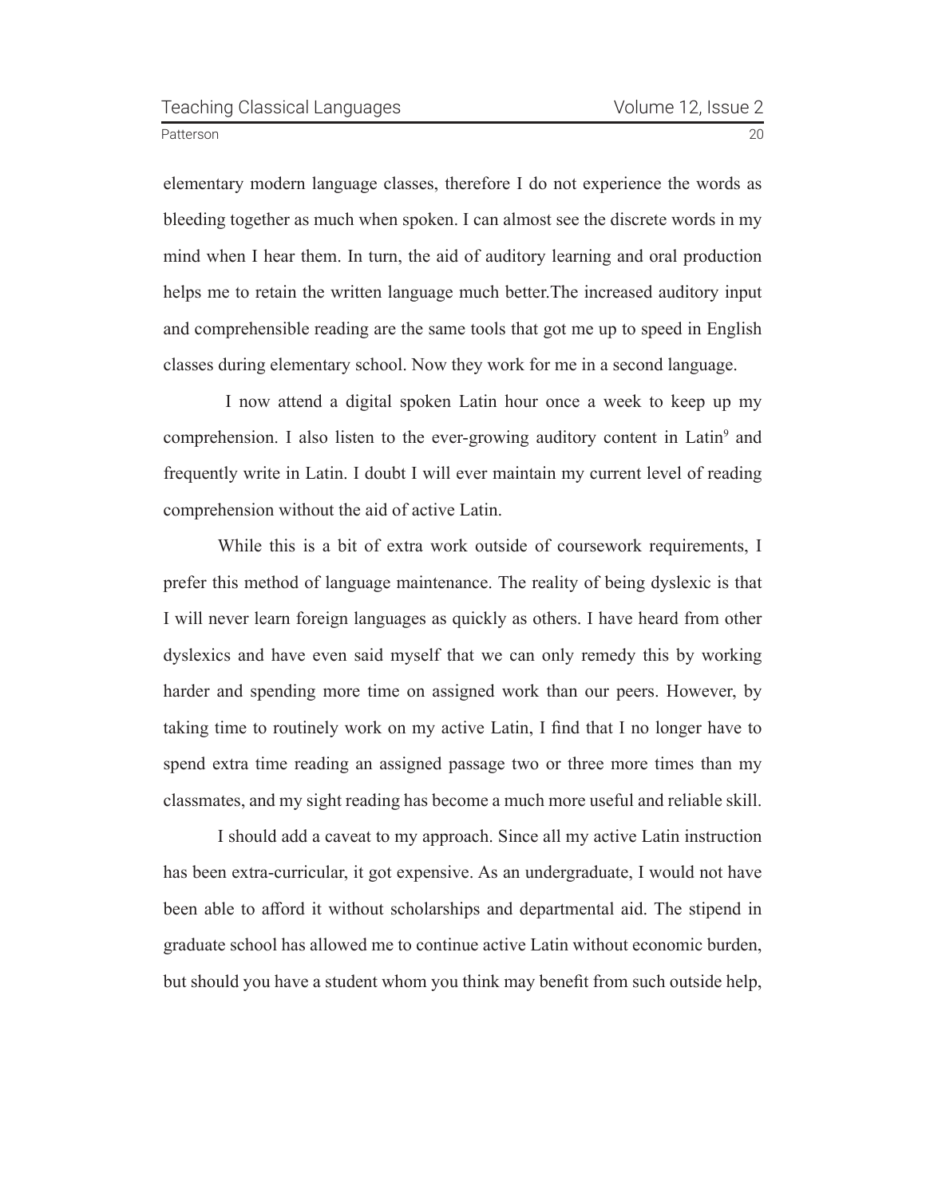elementary modern language classes, therefore I do not experience the words as bleeding together as much when spoken. I can almost see the discrete words in my mind when I hear them. In turn, the aid of auditory learning and oral production helps me to retain the written language much better.The increased auditory input and comprehensible reading are the same tools that got me up to speed in English classes during elementary school. Now they work for me in a second language.

I now attend a digital spoken Latin hour once a week to keep up my comprehension. I also listen to the ever-growing auditory content in Latin[9] and frequently write in Latin. I doubt I will ever maintain my current level of reading comprehension without the aid of active Latin.

While this is a bit of extra work outside of coursework requirements, I prefer this method of language maintenance. The reality of being dyslexic is that I will never learn foreign languages as quickly as others. I have heard from other dyslexics and have even said myself that we can only remedy this by working harder and spending more time on assigned work than our peers. However, by taking time to routinely work on my active Latin, I find that I no longer have to spend extra time reading an assigned passage two or three more times than my classmates, and my sight reading has become a much more useful and reliable skill.

I should add a caveat to my approach. Since all my active Latin instruction has been extra-curricular, it got expensive. As an undergraduate, I would not have been able to afford it without scholarships and departmental aid. The stipend in graduate school has allowed me to continue active Latin without economic burden, but should you have a student whom you think may benefit from such outside help,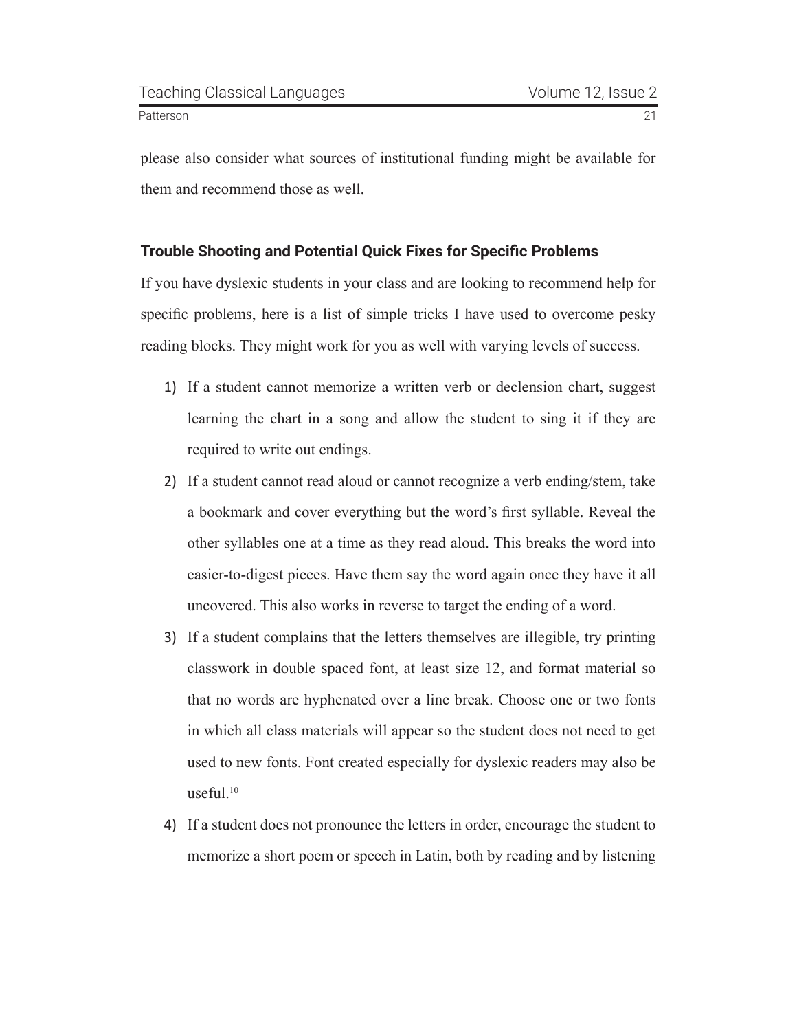please also consider what sources of institutional funding might be available for them and recommend those as well.

### Trouble Shooting and Potential Quick Fixes for Specific Problems

If you have dyslexic students in your class and are looking to recommend help for specific problems, here is a list of simple tricks I have used to overcome pesky reading blocks. They might work for you as well with varying levels of success.

1) If a student cannot memorize a written verb or declension chart, suggest learning the chart in a song and allow the student to sing it if they are required to write out endings.
2) If a student cannot read aloud or cannot recognize a verb ending/stem, take a bookmark and cover everything but the word's first syllable. Reveal the other syllables one at a time as they read aloud. This breaks the word into easier-to-digest pieces. Have them say the word again once they have it all uncovered. This also works in reverse to target the ending of a word.
3) If a student complains that the letters themselves are illegible, try printing classwork in double spaced font, at least size 12, and format material so that no words are hyphenated over a line break. Choose one or two fonts in which all class materials will appear so the student does not need to get used to new fonts. Font created especially for dyslexic readers may also be useful.[10]
4) If a student does not pronounce the letters in order, encourage the student to memorize a short poem or speech in Latin, both by reading and by listening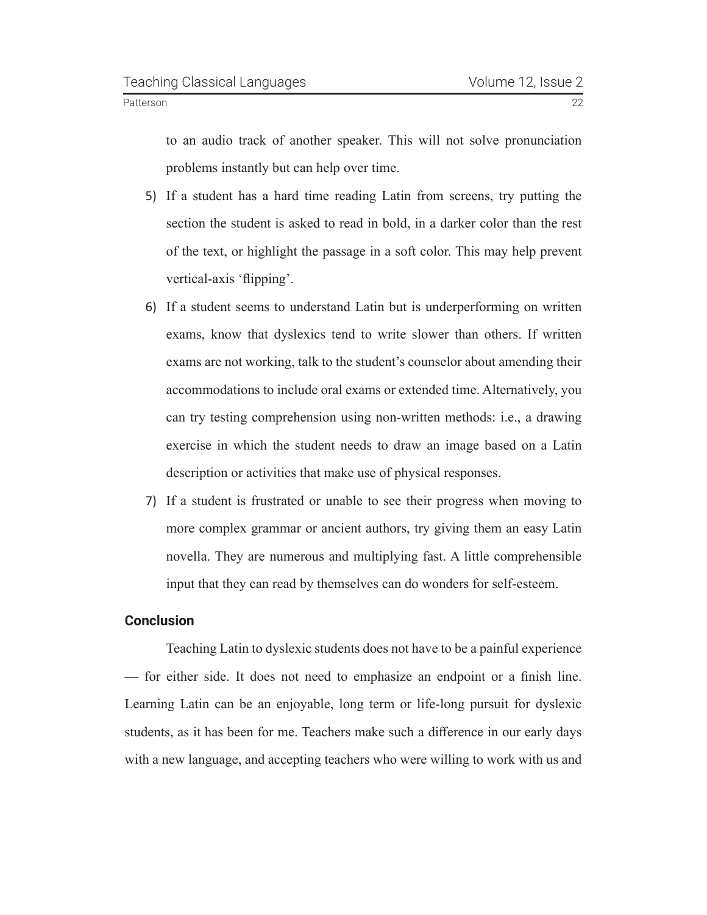to an audio track of another speaker. This will not solve pronunciation problems instantly but can help over time.

5) If a student has a hard time reading Latin from screens, try putting the section the student is asked to read in bold, in a darker color than the rest of the text, or highlight the passage in a soft color. This may help prevent vertical-axis 'flipping'.
6) If a student seems to understand Latin but is underperforming on written exams, know that dyslexics tend to write slower than others. If written exams are not working, talk to the student's counselor about amending their accommodations to include oral exams or extended time. Alternatively, you can try testing comprehension using non-written methods: i.e., a drawing exercise in which the student needs to draw an image based on a Latin description or activities that make use of physical responses.
7) If a student is frustrated or unable to see their progress when moving to more complex grammar or ancient authors, try giving them an easy Latin novella. They are numerous and multiplying fast. A little comprehensible input that they can read by themselves can do wonders for self-esteem.

## Conclusion

Teaching Latin to dyslexic students does not have to be a painful experience — for either side. It does not need to emphasize an endpoint or a finish line. Learning Latin can be an enjoyable, long term or life-long pursuit for dyslexic students, as it has been for me. Teachers make such a difference in our early days with a new language, and accepting teachers who were willing to work with us and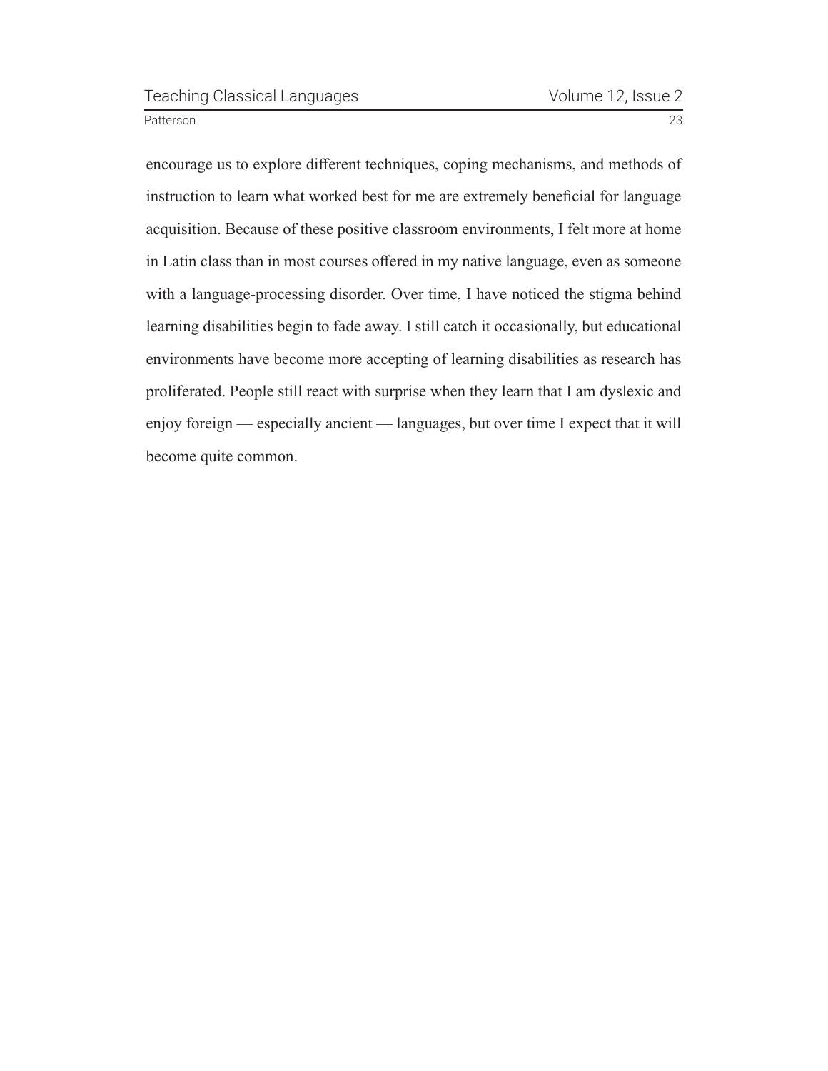encourage us to explore different techniques, coping mechanisms, and methods of instruction to learn what worked best for me are extremely beneficial for language acquisition. Because of these positive classroom environments, I felt more at home in Latin class than in most courses offered in my native language, even as someone with a language-processing disorder. Over time, I have noticed the stigma behind learning disabilities begin to fade away. I still catch it occasionally, but educational environments have become more accepting of learning disabilities as research has proliferated. People still react with surprise when they learn that I am dyslexic and enjoy foreign — especially ancient — languages, but over time I expect that it will become quite common.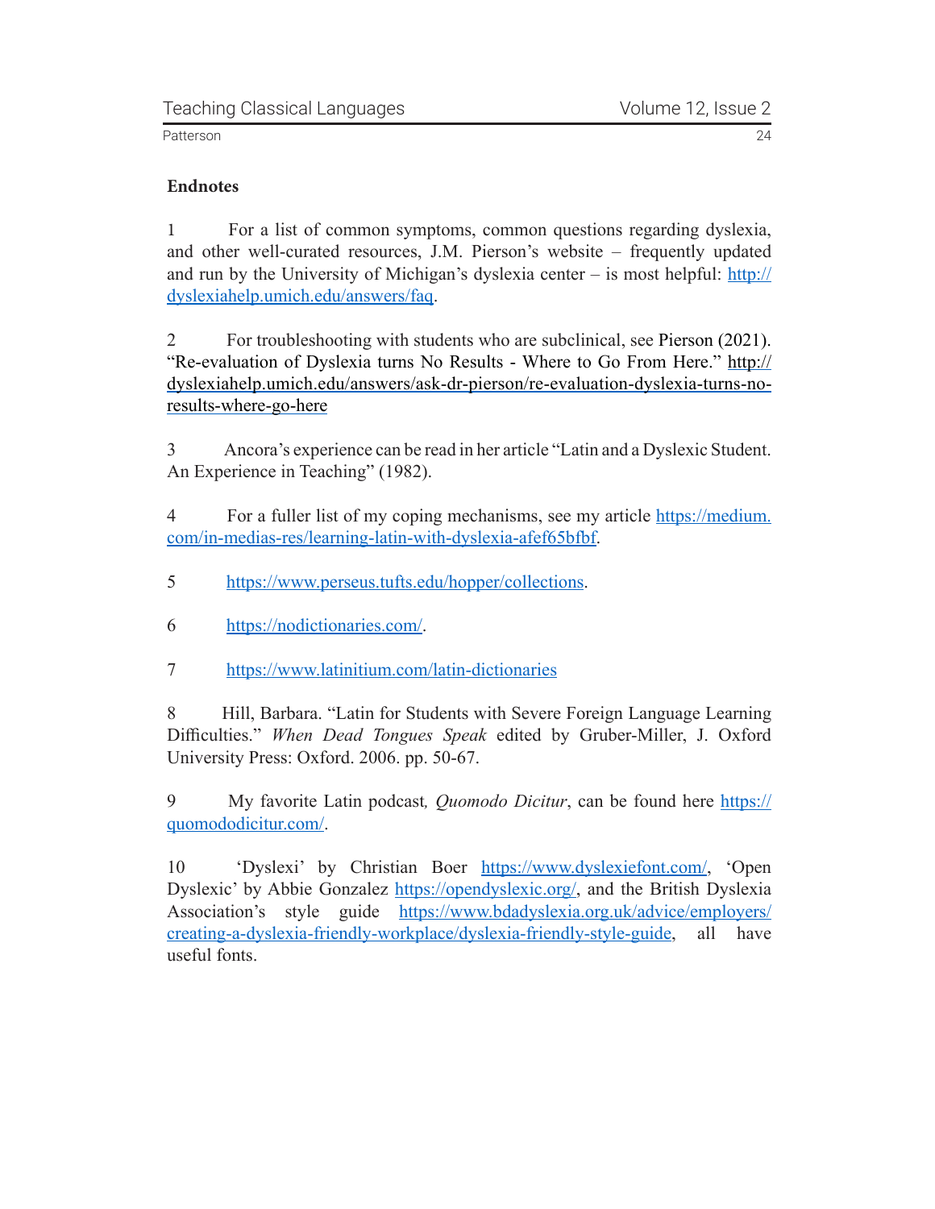## Endnotes

1 For a list of common symptoms, common questions regarding dyslexia, and other well-curated resources, J.M. Pierson's website – frequently updated and run by the University of Michigan's dyslexia center – is most helpful: http://dyslexiahelp.umich.edu/answers/faq.

2 For troubleshooting with students who are subclinical, see Pierson (2021). "Re-evaluation of Dyslexia turns No Results - Where to Go From Here." http://dyslexiahelp.umich.edu/answers/ask-dr-pierson/re-evaluation-dyslexia-turns-no-results-where-go-here

3 Ancora's experience can be read in her article "Latin and a Dyslexic Student. An Experience in Teaching" (1982).

4 For a fuller list of my coping mechanisms, see my article https://medium.com/in-medias-res/learning-latin-with-dyslexia-afef65bfbf.

5 https://www.perseus.tufts.edu/hopper/collections.

6 https://nodictionaries.com/.

7 https://www.latinitium.com/latin-dictionaries

8 Hill, Barbara. "Latin for Students with Severe Foreign Language Learning Difficulties." *When Dead Tongues Speak* edited by Gruber-Miller, J. Oxford University Press: Oxford. 2006. pp. 50-67.

9 My favorite Latin podcast, *Quomodo Dicitur*, can be found here https://quomododicitur.com/.

10 'Dyslexi' by Christian Boer https://www.dyslexiefont.com/, 'Open Dyslexic' by Abbie Gonzalez https://opendyslexic.org/, and the British Dyslexia Association's style guide https://www.bdadyslexia.org.uk/advice/employers/creating-a-dyslexia-friendly-workplace/dyslexia-friendly-style-guide, all have useful fonts.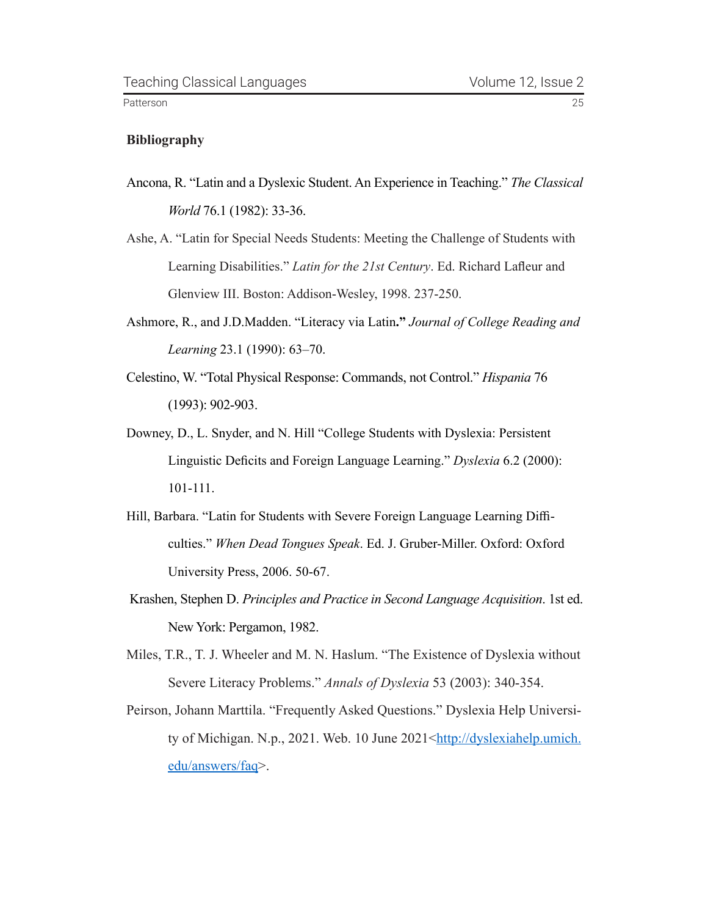**Bibliography**

Ancona, R. "Latin and a Dyslexic Student. An Experience in Teaching." *The Classical World* 76.1 (1982): 33-36.

Ashe, A. "Latin for Special Needs Students: Meeting the Challenge of Students with Learning Disabilities." *Latin for the 21st Century*. Ed. Richard Lafleur and Glenview III. Boston: Addison-Wesley, 1998. 237-250.

Ashmore, R., and J.D.Madden. "Literacy via Latin**."** *Journal of College Reading and Learning* 23.1 (1990): 63–70.

Celestino, W. "Total Physical Response: Commands, not Control." *Hispania* 76 (1993): 902-903.

Downey, D., L. Snyder, and N. Hill "College Students with Dyslexia: Persistent Linguistic Deficits and Foreign Language Learning." *Dyslexia* 6.2 (2000): 101-111.

Hill, Barbara. "Latin for Students with Severe Foreign Language Learning Difficulties." *When Dead Tongues Speak*. Ed. J. Gruber-Miller. Oxford: Oxford University Press, 2006. 50-67.

Krashen, Stephen D. *Principles and Practice in Second Language Acquisition*. 1st ed. New York: Pergamon, 1982.

Miles, T.R., T. J. Wheeler and M. N. Haslum. "The Existence of Dyslexia without Severe Literacy Problems." *Annals of Dyslexia* 53 (2003): 340-354.

Peirson, Johann Marttila. "Frequently Asked Questions." Dyslexia Help University of Michigan. N.p., 2021. Web. 10 June 2021<http://dyslexiahelp.umich.edu/answers/faq>.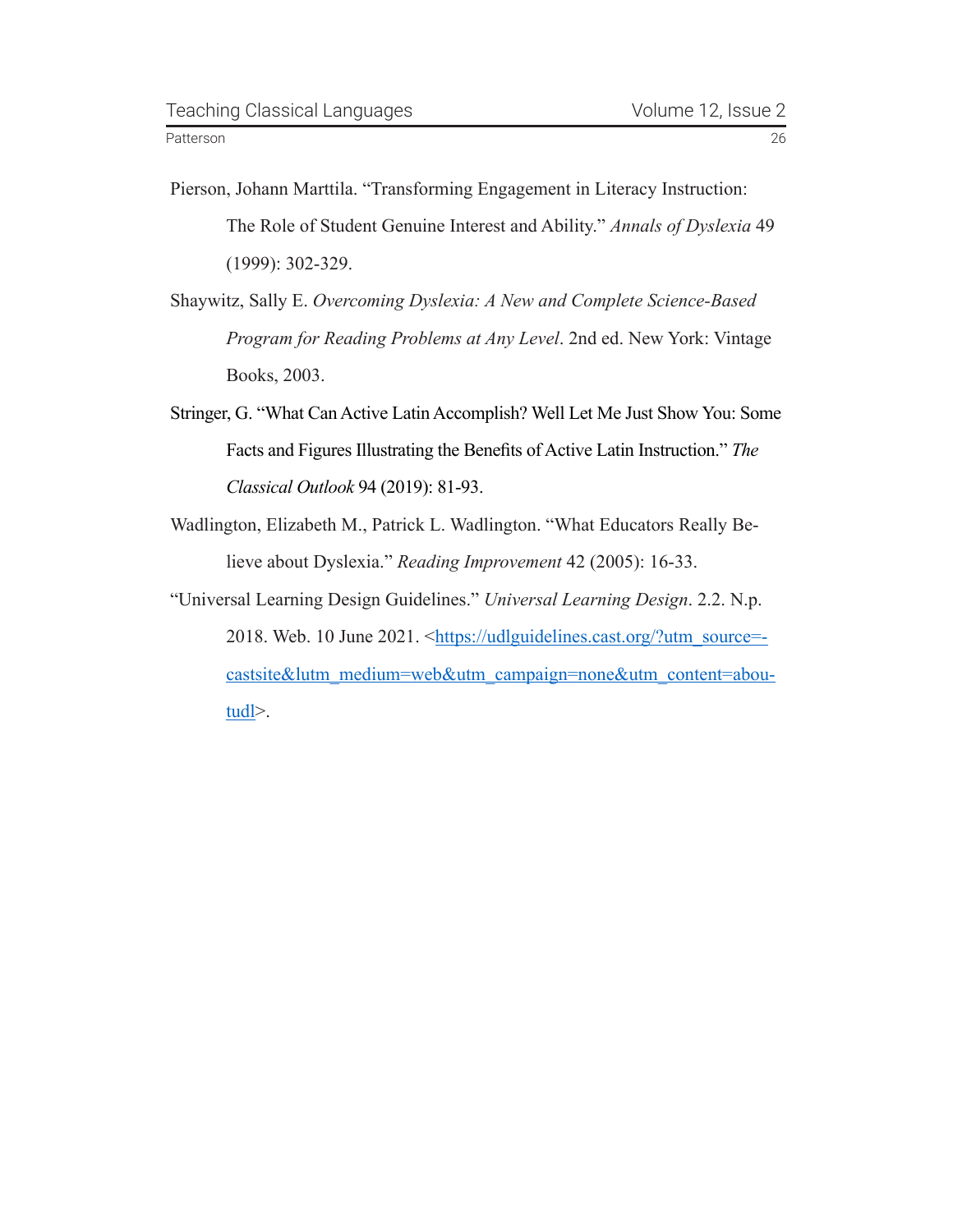Pierson, Johann Marttila. "Transforming Engagement in Literacy Instruction: The Role of Student Genuine Interest and Ability." *Annals of Dyslexia* 49 (1999): 302-329.

Shaywitz, Sally E. *Overcoming Dyslexia: A New and Complete Science-Based Program for Reading Problems at Any Level*. 2nd ed. New York: Vintage Books, 2003.

Stringer, G. "What Can Active Latin Accomplish? Well Let Me Just Show You: Some Facts and Figures Illustrating the Benefits of Active Latin Instruction." *The Classical Outlook* 94 (2019): 81-93.

Wadlington, Elizabeth M., Patrick L. Wadlington. "What Educators Really Believe about Dyslexia." *Reading Improvement* 42 (2005): 16-33.

"Universal Learning Design Guidelines." *Universal Learning Design*. 2.2. N.p. 2018. Web. 10 June 2021. <[https://udlguidelines.cast.org/?utm_source=castsite&lutm_medium=web&utm_campaign=none&utm_content=aboutudl](https://udlguidelines.cast.org/?utm_source=castsite&lutm_medium=web&utm_campaign=none&utm_content=aboutudl)>.